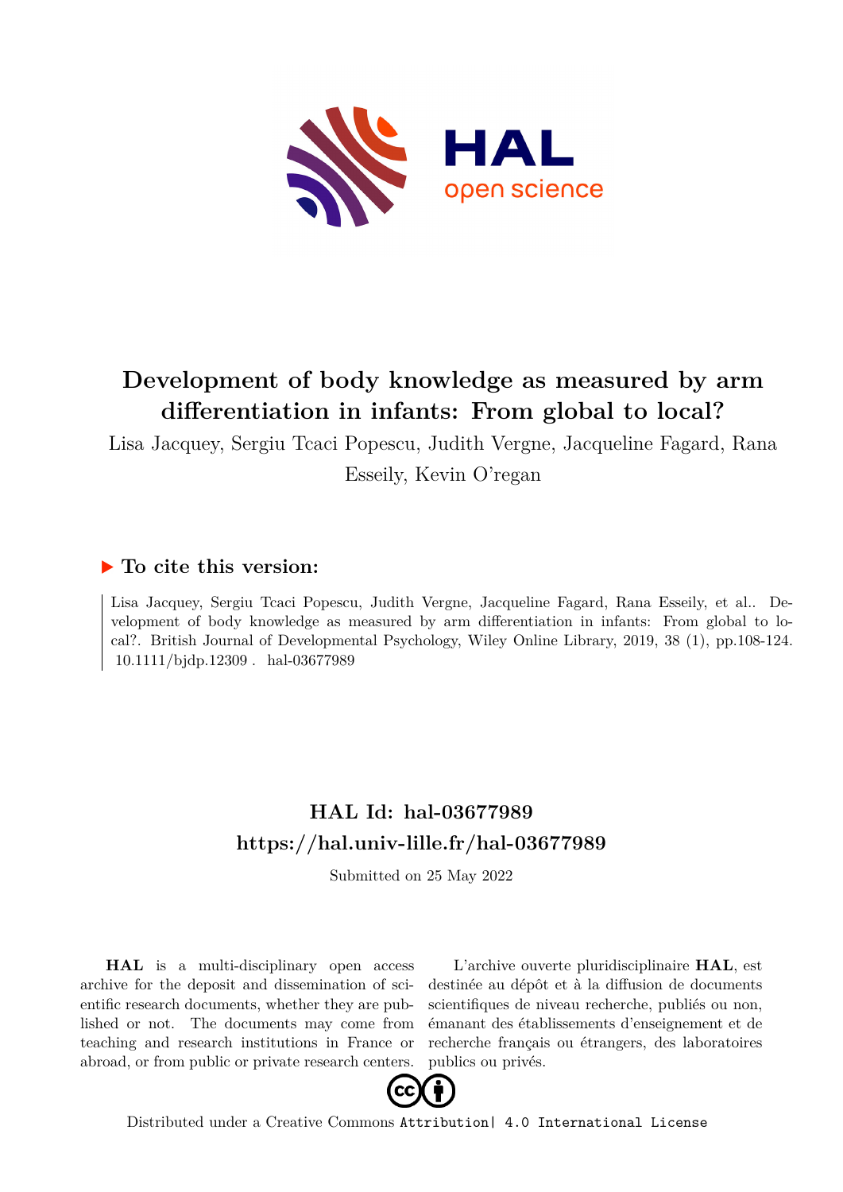# Development of body knowledge as measured by arm differentiation in infants: From global to local?

Lisa Jacquey, Sergiu Tcaci Popescu, Judith Vergne, Jacqueline Fagard, Rana Esseily, Kevin O'regan

## ▶ To cite this version:

Lisa Jacquey, Sergiu Tcaci Popescu, Judith Vergne, Jacqueline Fagard, Rana Esseily, et al.. Development of body knowledge as measured by arm differentiation in infants: From global to local?. British Journal of Developmental Psychology, Wiley Online Library, 2019, 38 (1), pp.108-124. 10.1111/bjdp.12309 . hal-03677989

## HAL Id: hal-03677989

## https://hal.univ-lille.fr/hal-03677989

Submitted on 25 May 2022

**HAL** is a multi-disciplinary open access archive for the deposit and dissemination of scientific research documents, whether they are published or not. The documents may come from teaching and research institutions in France or abroad, or from public or private research centers.

L'archive ouverte pluridisciplinaire **HAL**, est destinée au dépôt et à la diffusion de documents scientifiques de niveau recherche, publiés ou non, émanant des établissements d'enseignement et de recherche français ou étrangers, des laboratoires publics ou privés.

Distributed under a Creative Commons Attribution| 4.0 International License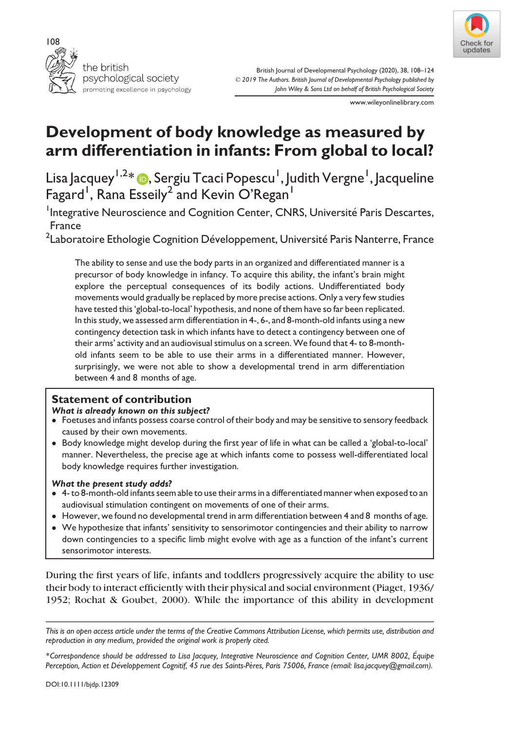# Development of body knowledge as measured by arm differentiation in infants: From global to local?

Lisa Jacquey[1,2]*, Sergiu Tcaci Popescu[1], Judith Vergne[1], Jacqueline Fagard[1], Rana Esseily[2] and Kevin O'Regan[1]

[1]Integrative Neuroscience and Cognition Center, CNRS, Université Paris Descartes, France

[2]Laboratoire Ethologie Cognition Développement, Université Paris Nanterre, France

The ability to sense and use the body parts in an organized and differentiated manner is a precursor of body knowledge in infancy. To acquire this ability, the infant's brain might explore the perceptual consequences of its bodily actions. Undifferentiated body movements would gradually be replaced by more precise actions. Only a very few studies have tested this 'global-to-local' hypothesis, and none of them have so far been replicated. In this study, we assessed arm differentiation in 4-, 6-, and 8-month-old infants using a new contingency detection task in which infants have to detect a contingency between one of their arms' activity and an audiovisual stimulus on a screen. We found that 4- to 8-month-old infants seem to be able to use their arms in a differentiated manner. However, surprisingly, we were not able to show a developmental trend in arm differentiation between 4 and 8 months of age.

## Statement of contribution

***What is already known on this subject?***

- Foetuses and infants possess coarse control of their body and may be sensitive to sensory feedback caused by their own movements.
- Body knowledge might develop during the first year of life in what can be called a 'global-to-local' manner. Nevertheless, the precise age at which infants come to possess well-differentiated local body knowledge requires further investigation.

***What the present study adds?***

- 4- to 8-month-old infants seem able to use their arms in a differentiated manner when exposed to an audiovisual stimulation contingent on movements of one of their arms.
- However, we found no developmental trend in arm differentiation between 4 and 8 months of age.
- We hypothesize that infants' sensitivity to sensorimotor contingencies and their ability to narrow down contingencies to a specific limb might evolve with age as a function of the infant's current sensorimotor interests.

During the first years of life, infants and toddlers progressively acquire the ability to use their body to interact efficiently with their physical and social environment (Piaget, 1936/1952; Rochat & Goubet, 2000). While the importance of this ability in development

*This is an open access article under the terms of the Creative Commons Attribution License, which permits use, distribution and reproduction in any medium, provided the original work is properly cited.*

*\*Correspondence should be addressed to Lisa Jacquey, Integrative Neuroscience and Cognition Center, UMR 8002, Équipe Perception, Action et Développement Cognitif, 45 rue des Saints-Pères, Paris 75006, France (email: lisa.jacquey@gmail.com).*

DOI:10.1111/bjdp.12309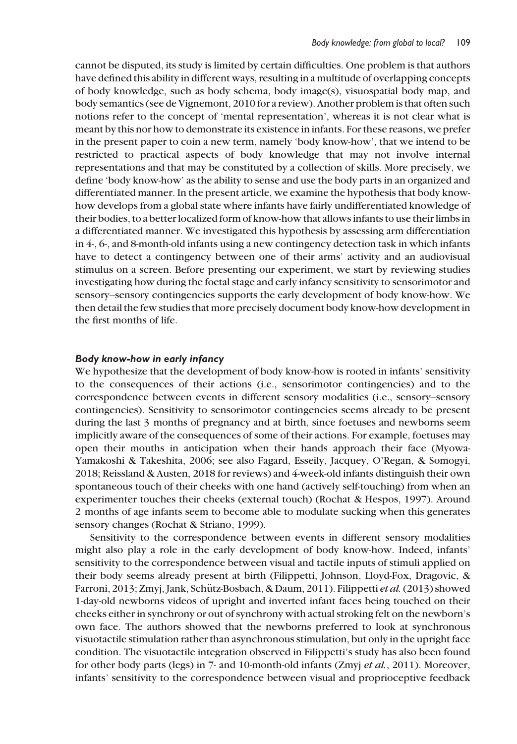cannot be disputed, its study is limited by certain difficulties. One problem is that authors have defined this ability in different ways, resulting in a multitude of overlapping concepts of body knowledge, such as body schema, body image(s), visuospatial body map, and body semantics (see de Vignemont, 2010 for a review). Another problem is that often such notions refer to the concept of 'mental representation', whereas it is not clear what is meant by this nor how to demonstrate its existence in infants. For these reasons, we prefer in the present paper to coin a new term, namely 'body know-how', that we intend to be restricted to practical aspects of body knowledge that may not involve internal representations and that may be constituted by a collection of skills. More precisely, we define 'body know-how' as the ability to sense and use the body parts in an organized and differentiated manner. In the present article, we examine the hypothesis that body know-how develops from a global state where infants have fairly undifferentiated knowledge of their bodies, to a better localized form of know-how that allows infants to use their limbs in a differentiated manner. We investigated this hypothesis by assessing arm differentiation in 4-, 6-, and 8-month-old infants using a new contingency detection task in which infants have to detect a contingency between one of their arms' activity and an audiovisual stimulus on a screen. Before presenting our experiment, we start by reviewing studies investigating how during the foetal stage and early infancy sensitivity to sensorimotor and sensory–sensory contingencies supports the early development of body know-how. We then detail the few studies that more precisely document body know-how development in the first months of life.

### *Body know-how in early infancy*

We hypothesize that the development of body know-how is rooted in infants' sensitivity to the consequences of their actions (i.e., sensorimotor contingencies) and to the correspondence between events in different sensory modalities (i.e., sensory–sensory contingencies). Sensitivity to sensorimotor contingencies seems already to be present during the last 3 months of pregnancy and at birth, since foetuses and newborns seem implicitly aware of the consequences of some of their actions. For example, foetuses may open their mouths in anticipation when their hands approach their face (Myowa-Yamakoshi & Takeshita, 2006; see also Fagard, Esseily, Jacquey, O'Regan, & Somogyi, 2018; Reissland & Austen, 2018 for reviews) and 4-week-old infants distinguish their own spontaneous touch of their cheeks with one hand (actively self-touching) from when an experimenter touches their cheeks (external touch) (Rochat & Hespos, 1997). Around 2 months of age infants seem to become able to modulate sucking when this generates sensory changes (Rochat & Striano, 1999).

Sensitivity to the correspondence between events in different sensory modalities might also play a role in the early development of body know-how. Indeed, infants' sensitivity to the correspondence between visual and tactile inputs of stimuli applied on their body seems already present at birth (Filippetti, Johnson, Lloyd-Fox, Dragovic, & Farroni, 2013; Zmyj, Jank, Schütz-Bosbach, & Daum, 2011). Filippetti *et al.* (2013) showed 1-day-old newborns videos of upright and inverted infant faces being touched on their cheeks either in synchrony or out of synchrony with actual stroking felt on the newborn's own face. The authors showed that the newborns preferred to look at synchronous visuotactile stimulation rather than asynchronous stimulation, but only in the upright face condition. The visuotactile integration observed in Filippetti's study has also been found for other body parts (legs) in 7- and 10-month-old infants (Zmyj *et al.*, 2011). Moreover, infants' sensitivity to the correspondence between visual and proprioceptive feedback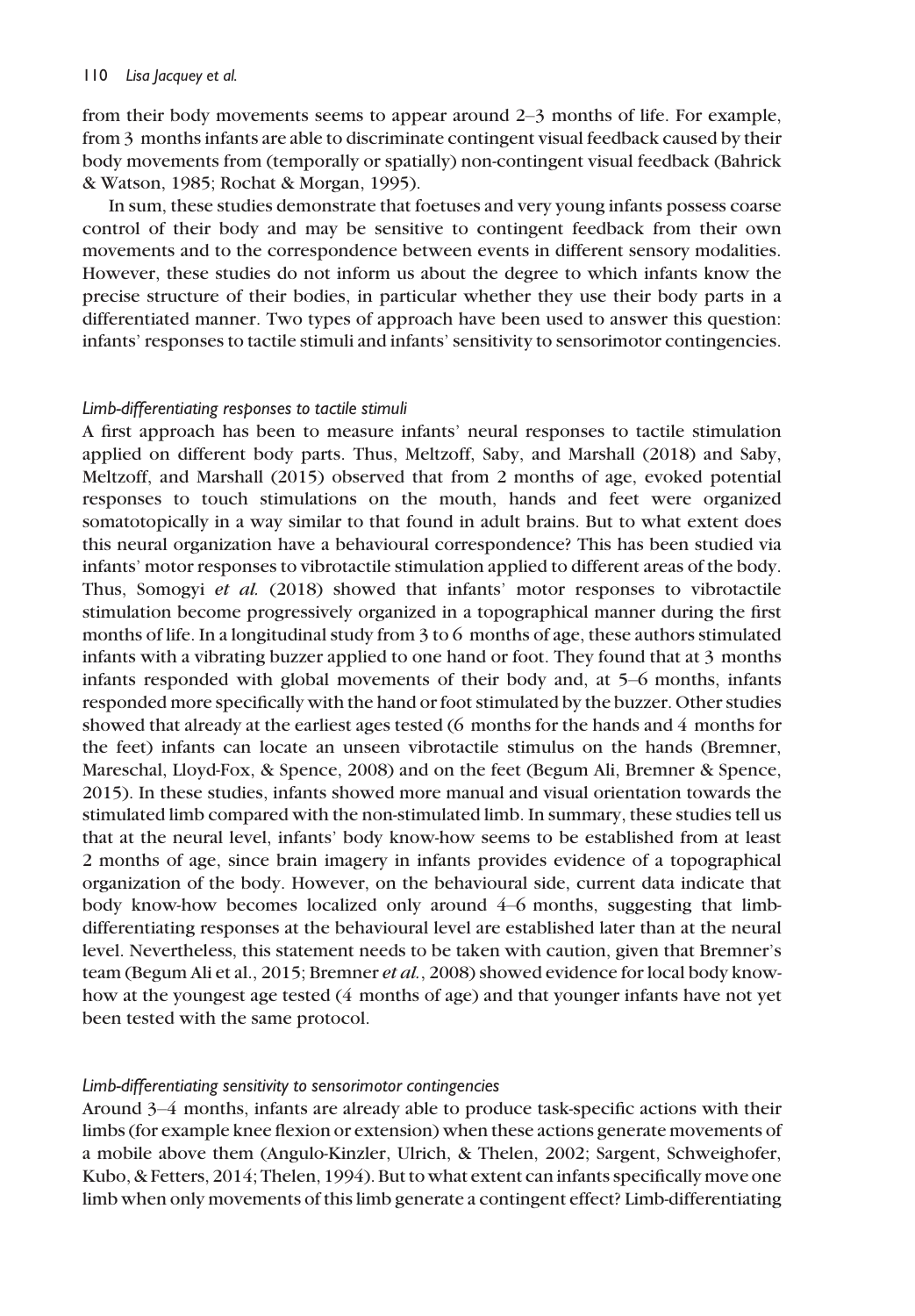from their body movements seems to appear around 2–3 months of life. For example, from 3 months infants are able to discriminate contingent visual feedback caused by their body movements from (temporally or spatially) non-contingent visual feedback (Bahrick & Watson, 1985; Rochat & Morgan, 1995).

In sum, these studies demonstrate that foetuses and very young infants possess coarse control of their body and may be sensitive to contingent feedback from their own movements and to the correspondence between events in different sensory modalities. However, these studies do not inform us about the degree to which infants know the precise structure of their bodies, in particular whether they use their body parts in a differentiated manner. Two types of approach have been used to answer this question: infants' responses to tactile stimuli and infants' sensitivity to sensorimotor contingencies.

### *Limb-differentiating responses to tactile stimuli*

A first approach has been to measure infants' neural responses to tactile stimulation applied on different body parts. Thus, Meltzoff, Saby, and Marshall (2018) and Saby, Meltzoff, and Marshall (2015) observed that from 2 months of age, evoked potential responses to touch stimulations on the mouth, hands and feet were organized somatotopically in a way similar to that found in adult brains. But to what extent does this neural organization have a behavioural correspondence? This has been studied via infants' motor responses to vibrotactile stimulation applied to different areas of the body. Thus, Somogyi *et al.* (2018) showed that infants' motor responses to vibrotactile stimulation become progressively organized in a topographical manner during the first months of life. In a longitudinal study from 3 to 6 months of age, these authors stimulated infants with a vibrating buzzer applied to one hand or foot. They found that at 3 months infants responded with global movements of their body and, at 5–6 months, infants responded more specifically with the hand or foot stimulated by the buzzer. Other studies showed that already at the earliest ages tested (6 months for the hands and 4 months for the feet) infants can locate an unseen vibrotactile stimulus on the hands (Bremner, Mareschal, Lloyd-Fox, & Spence, 2008) and on the feet (Begum Ali, Bremner & Spence, 2015). In these studies, infants showed more manual and visual orientation towards the stimulated limb compared with the non-stimulated limb. In summary, these studies tell us that at the neural level, infants' body know-how seems to be established from at least 2 months of age, since brain imagery in infants provides evidence of a topographical organization of the body. However, on the behavioural side, current data indicate that body know-how becomes localized only around 4–6 months, suggesting that limb-differentiating responses at the behavioural level are established later than at the neural level. Nevertheless, this statement needs to be taken with caution, given that Bremner's team (Begum Ali et al., 2015; Bremner *et al.*, 2008) showed evidence for local body know-how at the youngest age tested (4 months of age) and that younger infants have not yet been tested with the same protocol.

### *Limb-differentiating sensitivity to sensorimotor contingencies*

Around 3–4 months, infants are already able to produce task-specific actions with their limbs (for example knee flexion or extension) when these actions generate movements of a mobile above them (Angulo-Kinzler, Ulrich, & Thelen, 2002; Sargent, Schweighofer, Kubo, & Fetters, 2014; Thelen, 1994). But to what extent can infants specifically move one limb when only movements of this limb generate a contingent effect? Limb-differentiating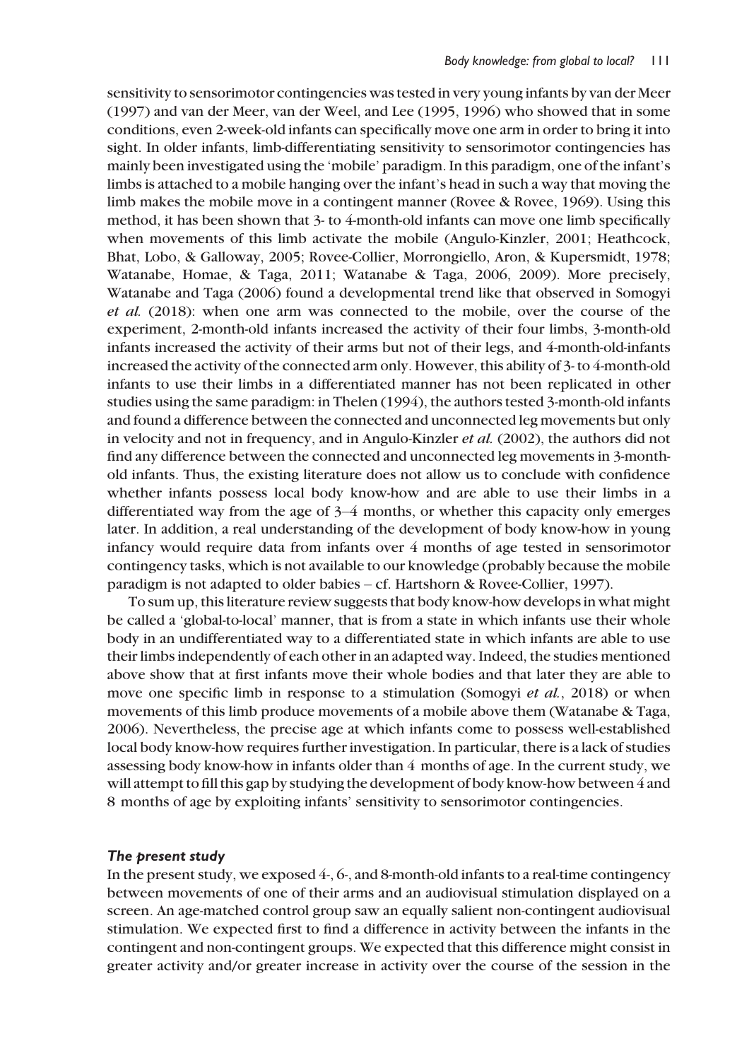sensitivity to sensorimotor contingencies was tested in very young infants by van der Meer (1997) and van der Meer, van der Weel, and Lee (1995, 1996) who showed that in some conditions, even 2-week-old infants can specifically move one arm in order to bring it into sight. In older infants, limb-differentiating sensitivity to sensorimotor contingencies has mainly been investigated using the 'mobile' paradigm. In this paradigm, one of the infant's limbs is attached to a mobile hanging over the infant's head in such a way that moving the limb makes the mobile move in a contingent manner (Rovee & Rovee, 1969). Using this method, it has been shown that 3- to 4-month-old infants can move one limb specifically when movements of this limb activate the mobile (Angulo-Kinzler, 2001; Heathcock, Bhat, Lobo, & Galloway, 2005; Rovee-Collier, Morrongiello, Aron, & Kupersmidt, 1978; Watanabe, Homae, & Taga, 2011; Watanabe & Taga, 2006, 2009). More precisely, Watanabe and Taga (2006) found a developmental trend like that observed in Somogyi *et al.* (2018): when one arm was connected to the mobile, over the course of the experiment, 2-month-old infants increased the activity of their four limbs, 3-month-old infants increased the activity of their arms but not of their legs, and 4-month-old-infants increased the activity of the connected arm only. However, this ability of 3- to 4-month-old infants to use their limbs in a differentiated manner has not been replicated in other studies using the same paradigm: in Thelen (1994), the authors tested 3-month-old infants and found a difference between the connected and unconnected leg movements but only in velocity and not in frequency, and in Angulo-Kinzler *et al.* (2002), the authors did not find any difference between the connected and unconnected leg movements in 3-month-old infants. Thus, the existing literature does not allow us to conclude with confidence whether infants possess local body know-how and are able to use their limbs in a differentiated way from the age of 3–4 months, or whether this capacity only emerges later. In addition, a real understanding of the development of body know-how in young infancy would require data from infants over 4 months of age tested in sensorimotor contingency tasks, which is not available to our knowledge (probably because the mobile paradigm is not adapted to older babies – cf. Hartshorn & Rovee-Collier, 1997).

To sum up, this literature review suggests that body know-how develops in what might be called a 'global-to-local' manner, that is from a state in which infants use their whole body in an undifferentiated way to a differentiated state in which infants are able to use their limbs independently of each other in an adapted way. Indeed, the studies mentioned above show that at first infants move their whole bodies and that later they are able to move one specific limb in response to a stimulation (Somogyi *et al.*, 2018) or when movements of this limb produce movements of a mobile above them (Watanabe & Taga, 2006). Nevertheless, the precise age at which infants come to possess well-established local body know-how requires further investigation. In particular, there is a lack of studies assessing body know-how in infants older than 4 months of age. In the current study, we will attempt to fill this gap by studying the development of body know-how between 4 and 8 months of age by exploiting infants' sensitivity to sensorimotor contingencies.

### *The present study*

In the present study, we exposed 4-, 6-, and 8-month-old infants to a real-time contingency between movements of one of their arms and an audiovisual stimulation displayed on a screen. An age-matched control group saw an equally salient non-contingent audiovisual stimulation. We expected first to find a difference in activity between the infants in the contingent and non-contingent groups. We expected that this difference might consist in greater activity and/or greater increase in activity over the course of the session in the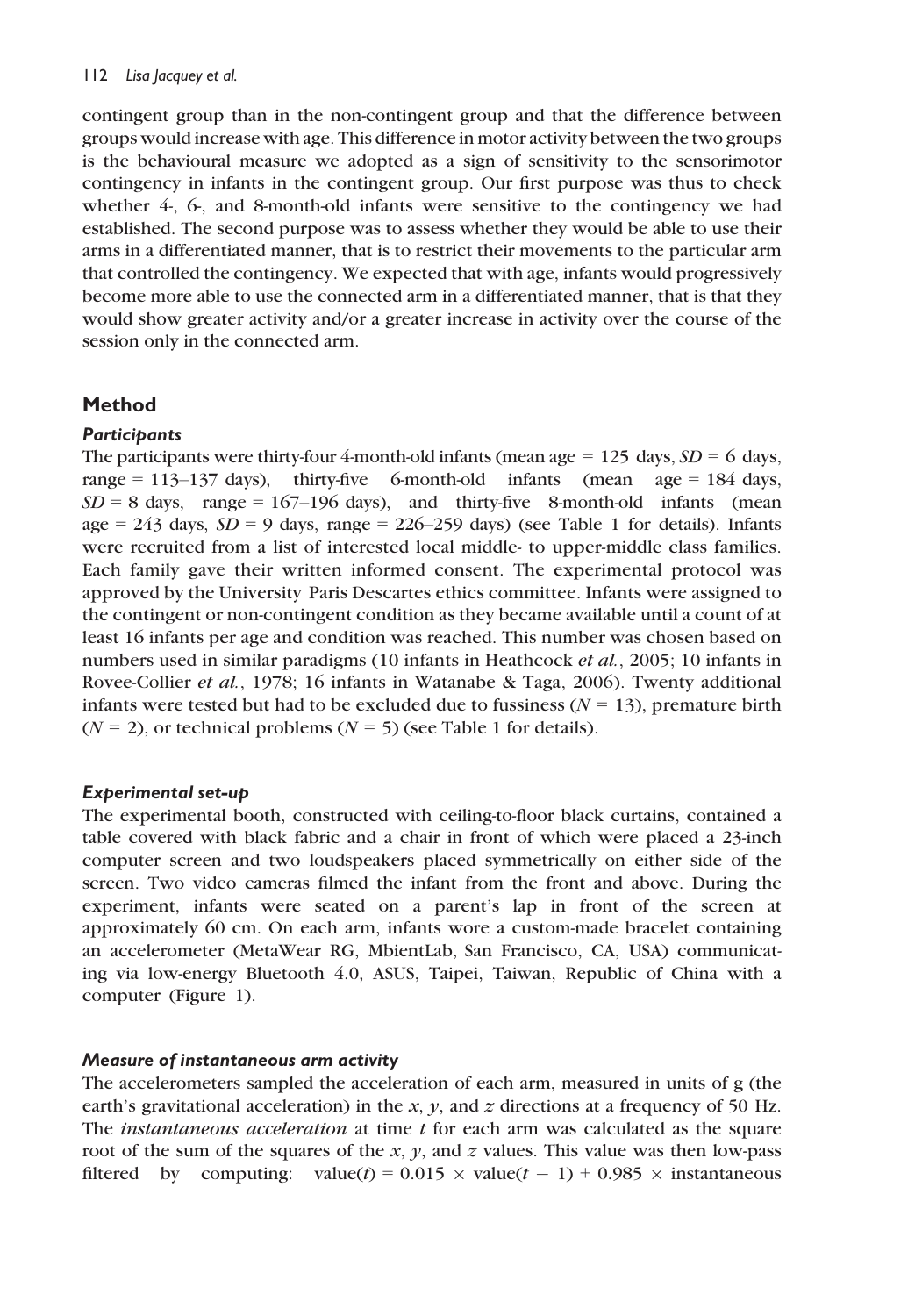contingent group than in the non-contingent group and that the difference between groups would increase with age. This difference in motor activity between the two groups is the behavioural measure we adopted as a sign of sensitivity to the sensorimotor contingency in infants in the contingent group. Our first purpose was thus to check whether 4-, 6-, and 8-month-old infants were sensitive to the contingency we had established. The second purpose was to assess whether they would be able to use their arms in a differentiated manner, that is to restrict their movements to the particular arm that controlled the contingency. We expected that with age, infants would progressively become more able to use the connected arm in a differentiated manner, that is that they would show greater activity and/or a greater increase in activity over the course of the session only in the connected arm.

## Method

### *Participants*

The participants were thirty-four 4-month-old infants (mean age = 125 days, $SD$ = 6 days, range = 113–137 days), thirty-five 6-month-old infants (mean age = 184 days, $SD$ = 8 days, range = 167–196 days), and thirty-five 8-month-old infants (mean age = 243 days, $SD$ = 9 days, range = 226–259 days) (see Table 1 for details). Infants were recruited from a list of interested local middle- to upper-middle class families. Each family gave their written informed consent. The experimental protocol was approved by the University Paris Descartes ethics committee. Infants were assigned to the contingent or non-contingent condition as they became available until a count of at least 16 infants per age and condition was reached. This number was chosen based on numbers used in similar paradigms (10 infants in Heathcock *et al.*, 2005; 10 infants in Rovee-Collier *et al.*, 1978; 16 infants in Watanabe & Taga, 2006). Twenty additional infants were tested but had to be excluded due to fussiness ($N$ = 13), premature birth ($N$ = 2), or technical problems ($N$ = 5) (see Table 1 for details).

### *Experimental set-up*

The experimental booth, constructed with ceiling-to-floor black curtains, contained a table covered with black fabric and a chair in front of which were placed a 23-inch computer screen and two loudspeakers placed symmetrically on either side of the screen. Two video cameras filmed the infant from the front and above. During the experiment, infants were seated on a parent's lap in front of the screen at approximately 60 cm. On each arm, infants wore a custom-made bracelet containing an accelerometer (MetaWear RG, MbientLab, San Francisco, CA, USA) communicating via low-energy Bluetooth 4.0, ASUS, Taipei, Taiwan, Republic of China with a computer (Figure 1).

### *Measure of instantaneous arm activity*

The accelerometers sampled the acceleration of each arm, measured in units of g (the earth's gravitational acceleration) in the $x$, $y$, and $z$ directions at a frequency of 50 Hz. The *instantaneous acceleration* at time $t$ for each arm was calculated as the square root of the sum of the squares of the $x$, $y$, and $z$ values. This value was then low-pass filtered by computing: $\text{value}(t) = 0.015 \times \text{value}(t - 1) + 0.985 \times$ instantaneous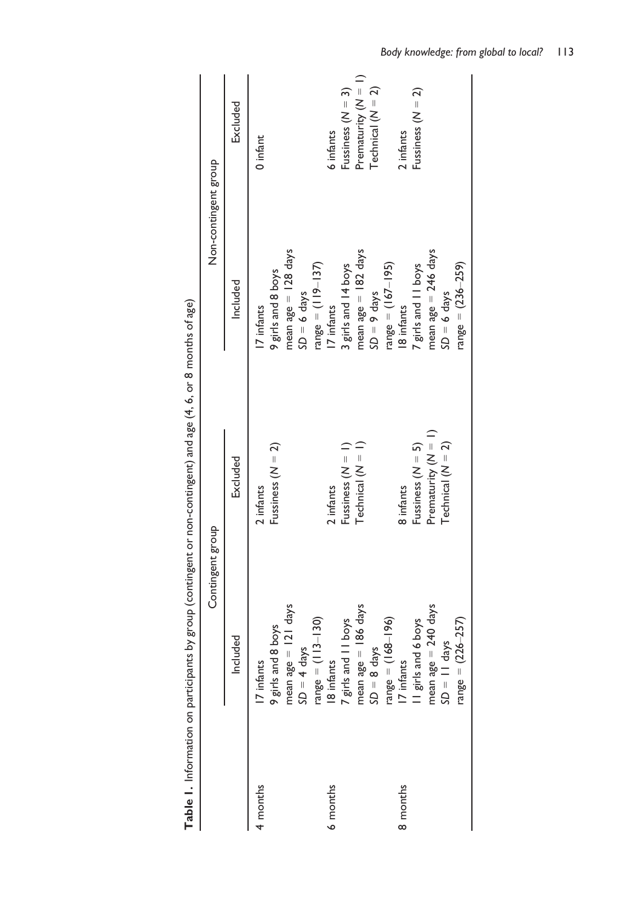**Table 1.** Information on participants by group (contingent or non-contingent) and age (4, 6, or 8 months of age)

| | Contingent group | | Non-contingent group | |
|---|---|---|---|---|
| | Included | Excluded | Included | Excluded |
| 4 months | 17 infants<br>9 girls and 8 boys<br>mean age = 121 days<br>*SD* = 4 days<br>range = (113–130) | 2 infants<br>Fussiness (*N* = 2) | 17 infants<br>9 girls and 8 boys<br>mean age = 128 days<br>*SD* = 6 days<br>range = (119–137) | 0 infant |
| 6 months | 18 infants<br>7 girls and 11 boys<br>mean age = 186 days<br>*SD* = 8 days<br>range = (168–196) | 2 infants<br>Fussiness (*N* = 1)<br>Technical (*N* = 1) | 17 infants<br>3 girls and 14 boys<br>mean age = 182 days<br>*SD* = 9 days<br>range = (167–195) | 6 infants<br>Fussiness (*N* = 3)<br>Prematurity (*N* = 1)<br>Technical (*N* = 2) |
| 8 months | 17 infants<br>11 girls and 6 boys<br>mean age = 240 days<br>*SD* = 11 days<br>range = (226–257) | 8 infants<br>Fussiness (*N* = 5)<br>Prematurity (*N* = 1)<br>Technical (*N* = 2) | 18 infants<br>7 girls and 11 boys<br>mean age = 246 days<br>*SD* = 6 days<br>range = (236–259) | 2 infants<br>Fussiness (*N* = 2) |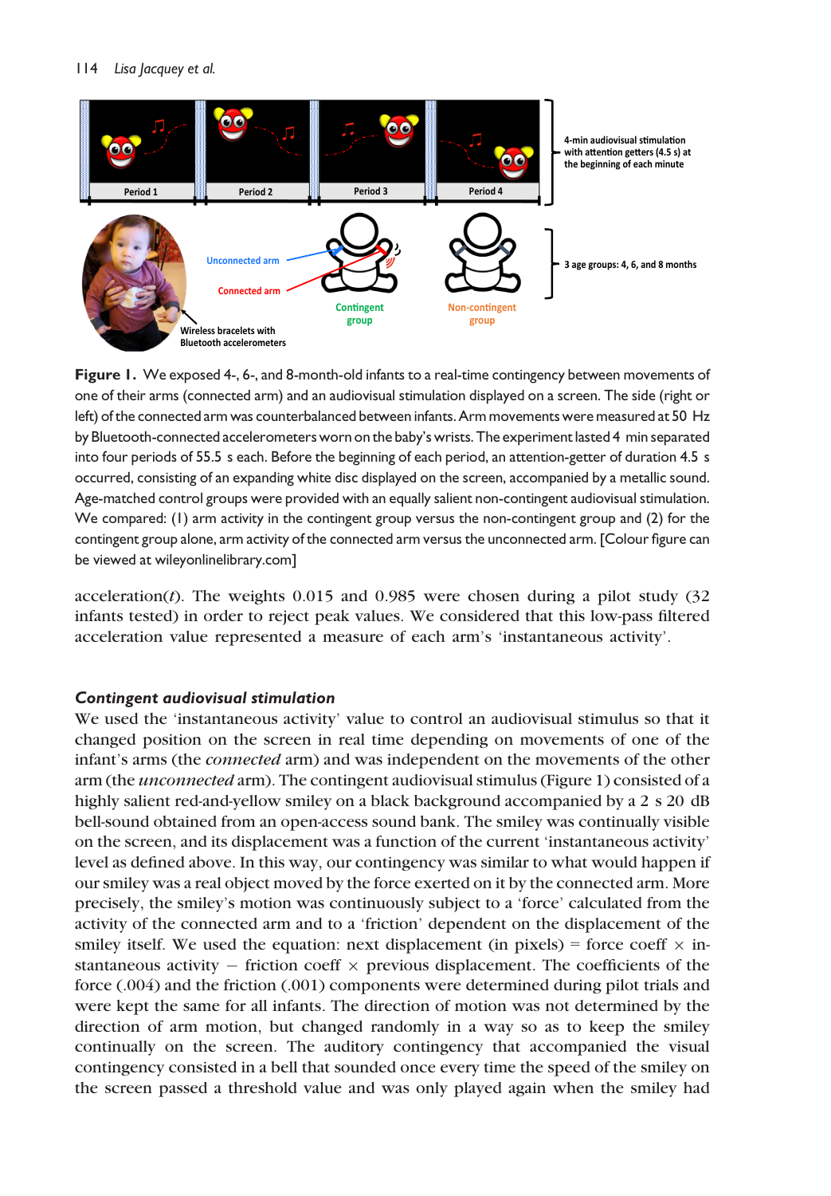**Figure 1.** We exposed 4-, 6-, and 8-month-old infants to a real-time contingency between movements of one of their arms (connected arm) and an audiovisual stimulation displayed on a screen. The side (right or left) of the connected arm was counterbalanced between infants. Arm movements were measured at 50 Hz by Bluetooth-connected accelerometers worn on the baby's wrists. The experiment lasted 4 min separated into four periods of 55.5 s each. Before the beginning of each period, an attention-getter of duration 4.5 s occurred, consisting of an expanding white disc displayed on the screen, accompanied by a metallic sound. Age-matched control groups were provided with an equally salient non-contingent audiovisual stimulation. We compared: (1) arm activity in the contingent group versus the non-contingent group and (2) for the contingent group alone, arm activity of the connected arm versus the unconnected arm. [Colour figure can be viewed at wileyonlinelibrary.com]

acceleration($t$). The weights 0.015 and 0.985 were chosen during a pilot study (32 infants tested) in order to reject peak values. We considered that this low-pass filtered acceleration value represented a measure of each arm's 'instantaneous activity'.

### *Contingent audiovisual stimulation*

We used the 'instantaneous activity' value to control an audiovisual stimulus so that it changed position on the screen in real time depending on movements of one of the infant's arms (the *connected* arm) and was independent on the movements of the other arm (the *unconnected* arm). The contingent audiovisual stimulus (Figure 1) consisted of a highly salient red-and-yellow smiley on a black background accompanied by a 2 s 20 dB bell-sound obtained from an open-access sound bank. The smiley was continually visible on the screen, and its displacement was a function of the current 'instantaneous activity' level as defined above. In this way, our contingency was similar to what would happen if our smiley was a real object moved by the force exerted on it by the connected arm. More precisely, the smiley's motion was continuously subject to a 'force' calculated from the activity of the connected arm and to a 'friction' dependent on the displacement of the smiley itself. We used the equation: next displacement (in pixels) = force coeff × instantaneous activity − friction coeff × previous displacement. The coefficients of the force (.004) and the friction (.001) components were determined during pilot trials and were kept the same for all infants. The direction of motion was not determined by the direction of arm motion, but changed randomly in a way so as to keep the smiley continually on the screen. The auditory contingency that accompanied the visual contingency consisted in a bell that sounded once every time the speed of the smiley on the screen passed a threshold value and was only played again when the smiley had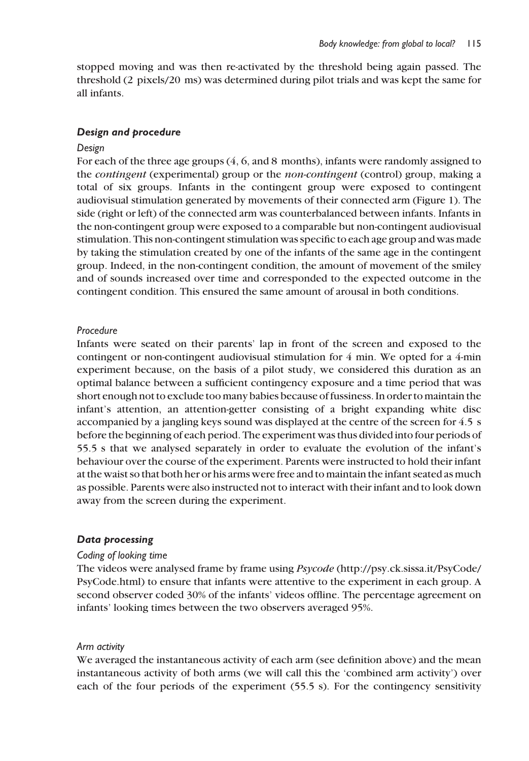stopped moving and was then re-activated by the threshold being again passed. The threshold (2 pixels/20 ms) was determined during pilot trials and was kept the same for all infants.

### *Design and procedure*

#### *Design*

For each of the three age groups (4, 6, and 8 months), infants were randomly assigned to the *contingent* (experimental) group or the *non-contingent* (control) group, making a total of six groups. Infants in the contingent group were exposed to contingent audiovisual stimulation generated by movements of their connected arm (Figure 1). The side (right or left) of the connected arm was counterbalanced between infants. Infants in the non-contingent group were exposed to a comparable but non-contingent audiovisual stimulation. This non-contingent stimulation was specific to each age group and was made by taking the stimulation created by one of the infants of the same age in the contingent group. Indeed, in the non-contingent condition, the amount of movement of the smiley and of sounds increased over time and corresponded to the expected outcome in the contingent condition. This ensured the same amount of arousal in both conditions.

#### *Procedure*

Infants were seated on their parents' lap in front of the screen and exposed to the contingent or non-contingent audiovisual stimulation for 4 min. We opted for a 4-min experiment because, on the basis of a pilot study, we considered this duration as an optimal balance between a sufficient contingency exposure and a time period that was short enough not to exclude too many babies because of fussiness. In order to maintain the infant's attention, an attention-getter consisting of a bright expanding white disc accompanied by a jangling keys sound was displayed at the centre of the screen for 4.5 s before the beginning of each period. The experiment was thus divided into four periods of 55.5 s that we analysed separately in order to evaluate the evolution of the infant's behaviour over the course of the experiment. Parents were instructed to hold their infant at the waist so that both her or his arms were free and to maintain the infant seated as much as possible. Parents were also instructed not to interact with their infant and to look down away from the screen during the experiment.

### *Data processing*

#### *Coding of looking time*

The videos were analysed frame by frame using *Psycode* (http://psy.ck.sissa.it/PsyCode/PsyCode.html) to ensure that infants were attentive to the experiment in each group. A second observer coded 30% of the infants' videos offline. The percentage agreement on infants' looking times between the two observers averaged 95%.

#### *Arm activity*

We averaged the instantaneous activity of each arm (see definition above) and the mean instantaneous activity of both arms (we will call this the 'combined arm activity') over each of the four periods of the experiment (55.5 s). For the contingency sensitivity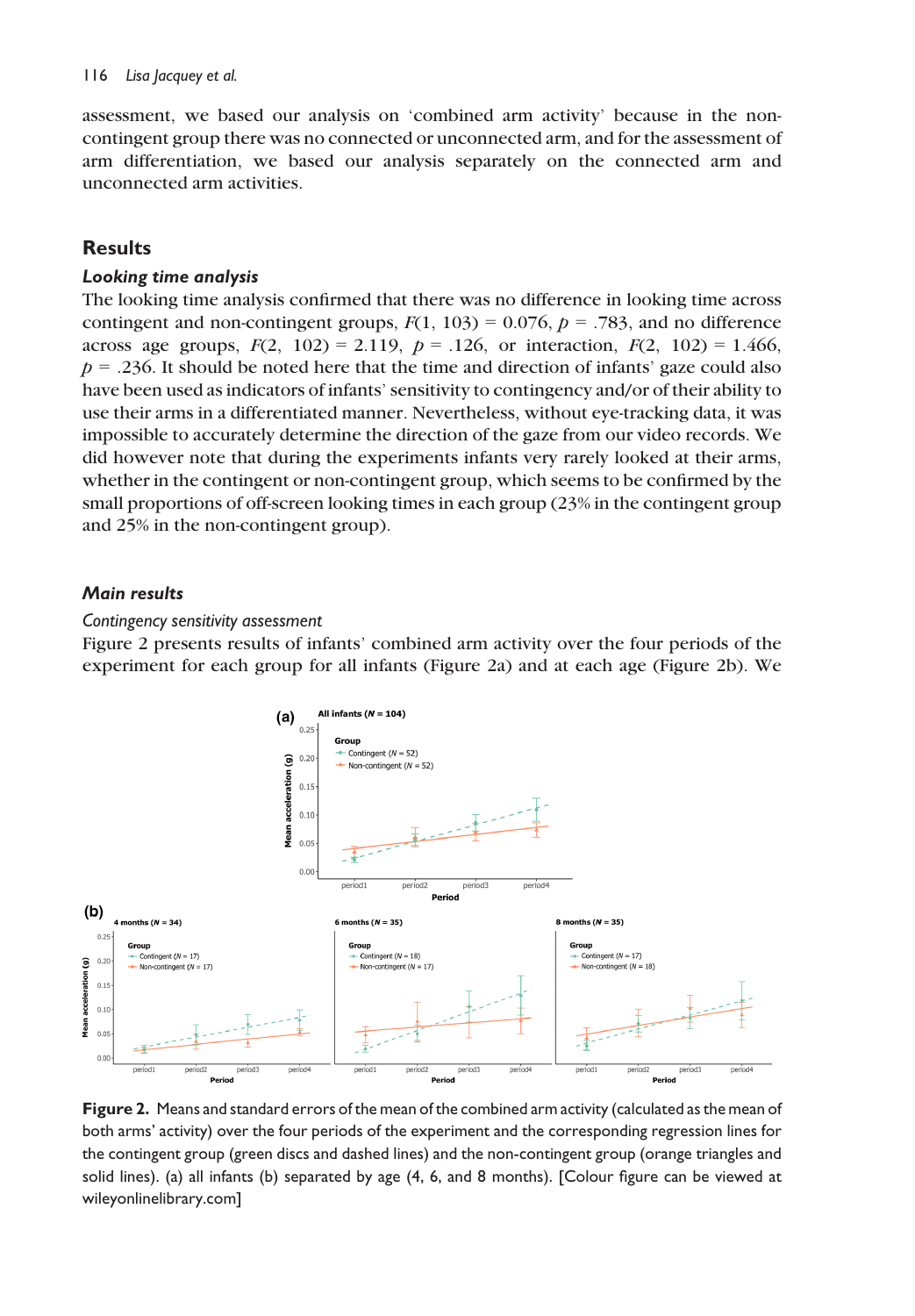assessment, we based our analysis on 'combined arm activity' because in the non-contingent group there was no connected or unconnected arm, and for the assessment of arm differentiation, we based our analysis separately on the connected arm and unconnected arm activities.

## Results

### Looking time analysis

The looking time analysis confirmed that there was no difference in looking time across contingent and non-contingent groups, $F(1, 103) = 0.076$, $p = .783$, and no difference across age groups, $F(2, 102) = 2.119$, $p = .126$, or interaction, $F(2, 102) = 1.466$, $p = .236$. It should be noted here that the time and direction of infants' gaze could also have been used as indicators of infants' sensitivity to contingency and/or of their ability to use their arms in a differentiated manner. Nevertheless, without eye-tracking data, it was impossible to accurately determine the direction of the gaze from our video records. We did however note that during the experiments infants very rarely looked at their arms, whether in the contingent or non-contingent group, which seems to be confirmed by the small proportions of off-screen looking times in each group (23% in the contingent group and 25% in the non-contingent group).

### Main results

#### Contingency sensitivity assessment

Figure 2 presents results of infants' combined arm activity over the four periods of the experiment for each group for all infants (Figure 2a) and at each age (Figure 2b). We

**Figure 2.** Means and standard errors of the mean of the combined arm activity (calculated as the mean of both arms' activity) over the four periods of the experiment and the corresponding regression lines for the contingent group (green discs and dashed lines) and the non-contingent group (orange triangles and solid lines). (a) all infants (b) separated by age (4, 6, and 8 months). [Colour figure can be viewed at wileyonlinelibrary.com]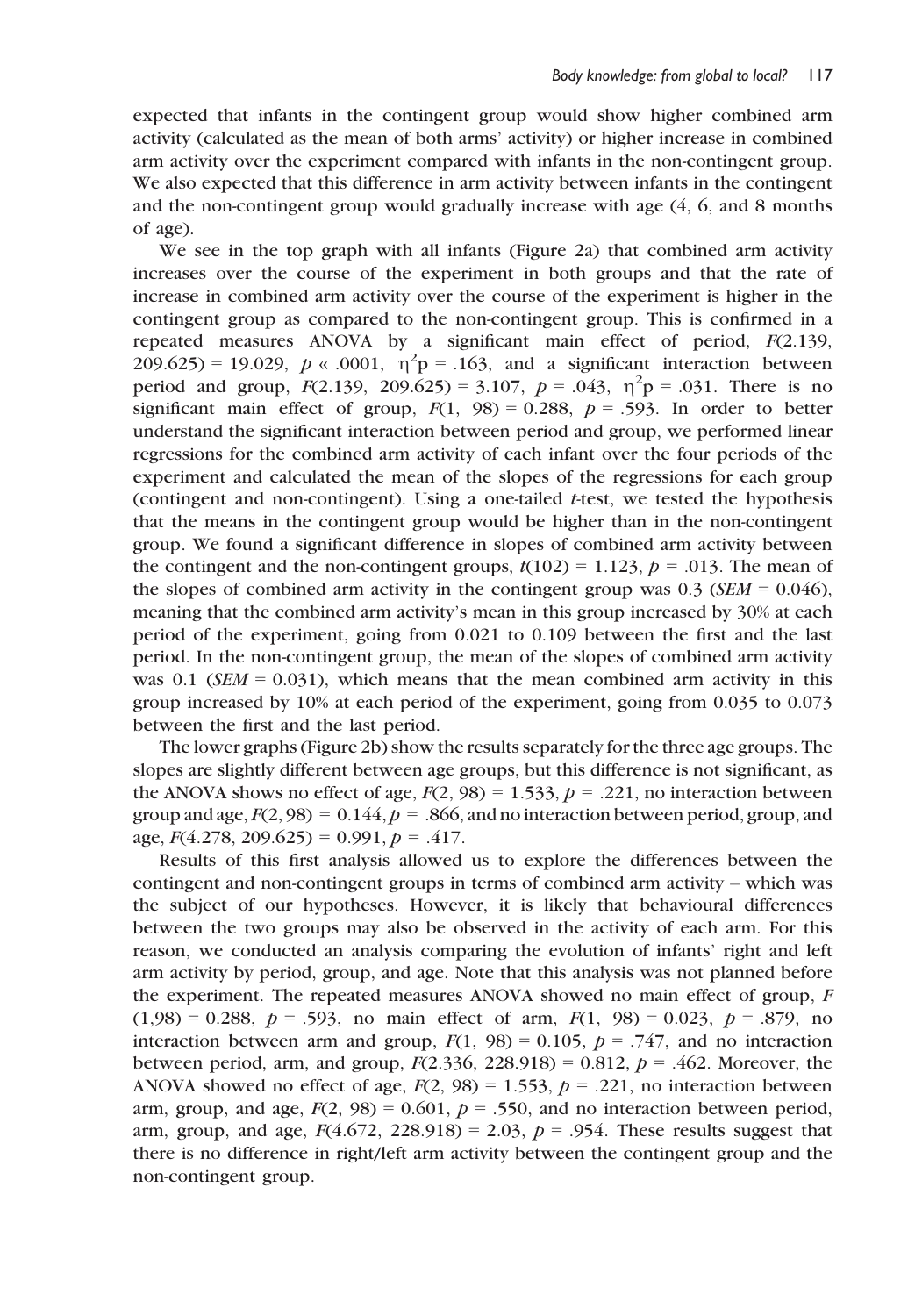expected that infants in the contingent group would show higher combined arm activity (calculated as the mean of both arms' activity) or higher increase in combined arm activity over the experiment compared with infants in the non-contingent group. We also expected that this difference in arm activity between infants in the contingent and the non-contingent group would gradually increase with age (4, 6, and 8 months of age).

We see in the top graph with all infants (Figure 2a) that combined arm activity increases over the course of the experiment in both groups and that the rate of increase in combined arm activity over the course of the experiment is higher in the contingent group as compared to the non-contingent group. This is confirmed in a repeated measures ANOVA by a significant main effect of period, $F(2.139, 209.625) = 19.029$, $p \ll .0001$, $\eta^2 p = .163$, and a significant interaction between period and group, $F(2.139, 209.625) = 3.107$, $p = .043$, $\eta^2 p = .031$. There is no significant main effect of group, $F(1, 98) = 0.288$, $p = .593$. In order to better understand the significant interaction between period and group, we performed linear regressions for the combined arm activity of each infant over the four periods of the experiment and calculated the mean of the slopes of the regressions for each group (contingent and non-contingent). Using a one-tailed *t*-test, we tested the hypothesis that the means in the contingent group would be higher than in the non-contingent group. We found a significant difference in slopes of combined arm activity between the contingent and the non-contingent groups, $t(102) = 1.123$, $p = .013$. The mean of the slopes of combined arm activity in the contingent group was 0.3 ($SEM = 0.046$), meaning that the combined arm activity's mean in this group increased by 30% at each period of the experiment, going from 0.021 to 0.109 between the first and the last period. In the non-contingent group, the mean of the slopes of combined arm activity was 0.1 ($SEM = 0.031$), which means that the mean combined arm activity in this group increased by 10% at each period of the experiment, going from 0.035 to 0.073 between the first and the last period.

The lower graphs (Figure 2b) show the results separately for the three age groups. The slopes are slightly different between age groups, but this difference is not significant, as the ANOVA shows no effect of age, $F(2, 98) = 1.533$, $p = .221$, no interaction between group and age, $F(2, 98) = 0.144$, $p = .866$, and no interaction between period, group, and age, $F(4.278, 209.625) = 0.991$, $p = .417$.

Results of this first analysis allowed us to explore the differences between the contingent and non-contingent groups in terms of combined arm activity – which was the subject of our hypotheses. However, it is likely that behavioural differences between the two groups may also be observed in the activity of each arm. For this reason, we conducted an analysis comparing the evolution of infants' right and left arm activity by period, group, and age. Note that this analysis was not planned before the experiment. The repeated measures ANOVA showed no main effect of group, $F(1,98) = 0.288$, $p = .593$, no main effect of arm, $F(1, 98) = 0.023$, $p = .879$, no interaction between arm and group, $F(1, 98) = 0.105$, $p = .747$, and no interaction between period, arm, and group, $F(2.336, 228.918) = 0.812$, $p = .462$. Moreover, the ANOVA showed no effect of age, $F(2, 98) = 1.553$, $p = .221$, no interaction between arm, group, and age, $F(2, 98) = 0.601$, $p = .550$, and no interaction between period, arm, group, and age, $F(4.672, 228.918) = 2.03$, $p = .954$. These results suggest that there is no difference in right/left arm activity between the contingent group and the non-contingent group.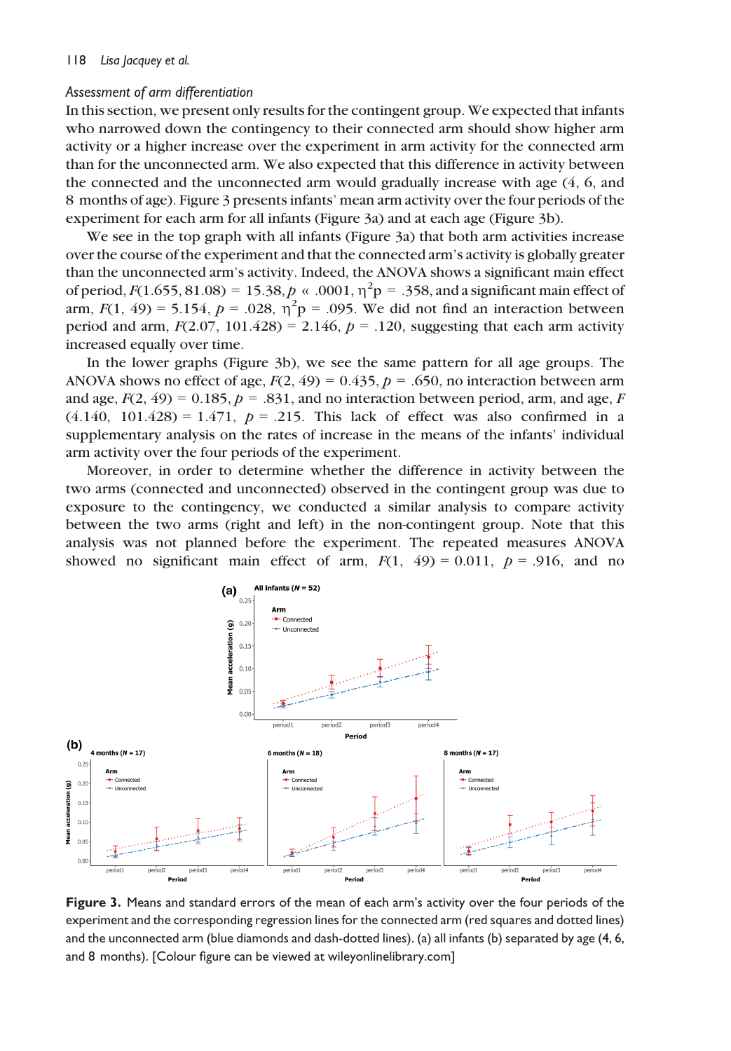### Assessment of arm differentiation

In this section, we present only results for the contingent group. We expected that infants who narrowed down the contingency to their connected arm should show higher arm activity or a higher increase over the experiment in arm activity for the connected arm than for the unconnected arm. We also expected that this difference in activity between the connected and the unconnected arm would gradually increase with age (4, 6, and 8 months of age). Figure 3 presents infants' mean arm activity over the four periods of the experiment for each arm for all infants (Figure 3a) and at each age (Figure 3b).

We see in the top graph with all infants (Figure 3a) that both arm activities increase over the course of the experiment and that the connected arm's activity is globally greater than the unconnected arm's activity. Indeed, the ANOVA shows a significant main effect of period, $F(1.655, 81.08) = 15.38, p \ll .0001, \eta^2p = .358$, and a significant main effect of arm, $F(1, 49) = 5.154, p = .028, \eta^2p = .095$. We did not find an interaction between period and arm, $F(2.07, 101.428) = 2.146, p = .120$, suggesting that each arm activity increased equally over time.

In the lower graphs (Figure 3b), we see the same pattern for all age groups. The ANOVA shows no effect of age, $F(2, 49) = 0.435, p = .650$, no interaction between arm and age, $F(2, 49) = 0.185, p = .831$, and no interaction between period, arm, and age, $F(4.140, 101.428) = 1.471, p = .215$. This lack of effect was also confirmed in a supplementary analysis on the rates of increase in the means of the infants' individual arm activity over the four periods of the experiment.

Moreover, in order to determine whether the difference in activity between the two arms (connected and unconnected) observed in the contingent group was due to exposure to the contingency, we conducted a similar analysis to compare activity between the two arms (right and left) in the non-contingent group. Note that this analysis was not planned before the experiment. The repeated measures ANOVA showed no significant main effect of arm, $F(1, 49) = 0.011, p = .916$, and no

**Figure 3.** Means and standard errors of the mean of each arm's activity over the four periods of the experiment and the corresponding regression lines for the connected arm (red squares and dotted lines) and the unconnected arm (blue diamonds and dash-dotted lines). (a) all infants (b) separated by age (4, 6, and 8 months). [Colour figure can be viewed at wileyonlinelibrary.com]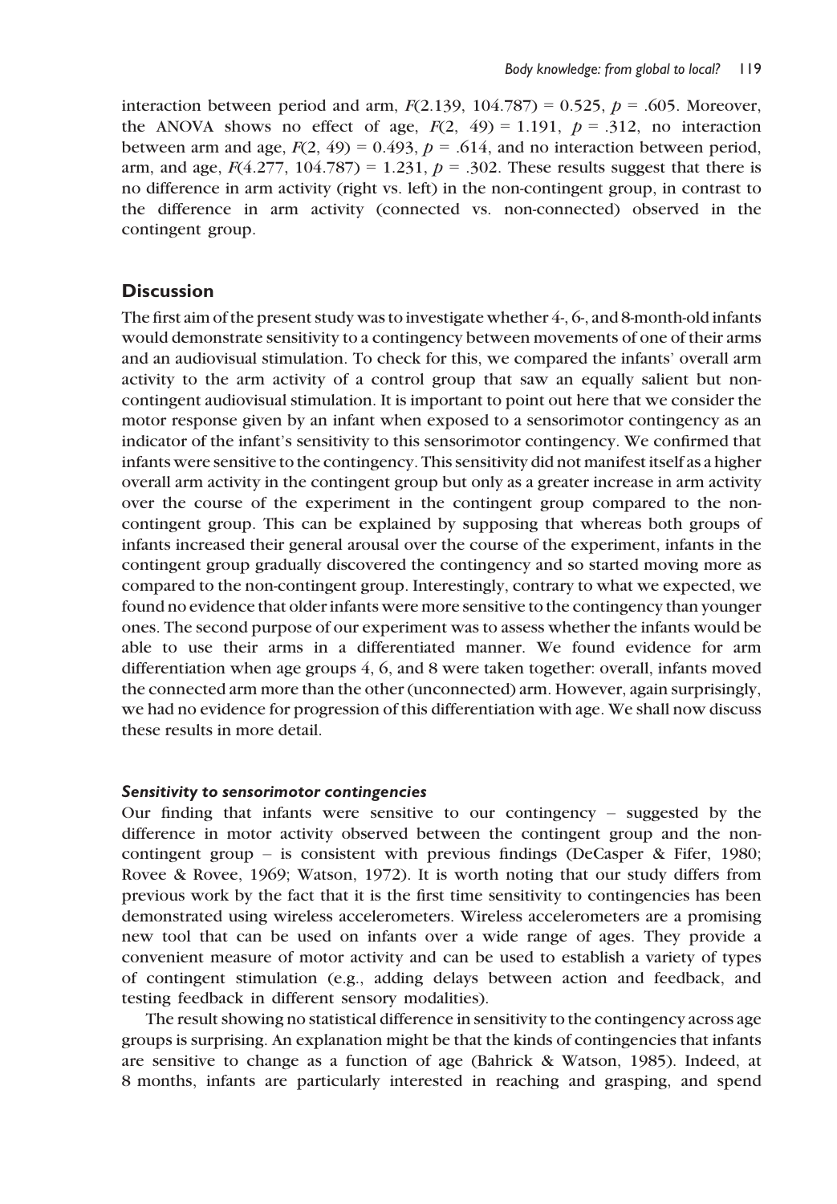interaction between period and arm, $F(2.139, 104.787) = 0.525$, $p = .605$. Moreover, the ANOVA shows no effect of age, $F(2, 49) = 1.191$, $p = .312$, no interaction between arm and age, $F(2, 49) = 0.493$, $p = .614$, and no interaction between period, arm, and age, $F(4.277, 104.787) = 1.231$, $p = .302$. These results suggest that there is no difference in arm activity (right vs. left) in the non-contingent group, in contrast to the difference in arm activity (connected vs. non-connected) observed in the contingent group.

## Discussion

The first aim of the present study was to investigate whether 4-, 6-, and 8-month-old infants would demonstrate sensitivity to a contingency between movements of one of their arms and an audiovisual stimulation. To check for this, we compared the infants' overall arm activity to the arm activity of a control group that saw an equally salient but non-contingent audiovisual stimulation. It is important to point out here that we consider the motor response given by an infant when exposed to a sensorimotor contingency as an indicator of the infant's sensitivity to this sensorimotor contingency. We confirmed that infants were sensitive to the contingency. This sensitivity did not manifest itself as a higher overall arm activity in the contingent group but only as a greater increase in arm activity over the course of the experiment in the contingent group compared to the non-contingent group. This can be explained by supposing that whereas both groups of infants increased their general arousal over the course of the experiment, infants in the contingent group gradually discovered the contingency and so started moving more as compared to the non-contingent group. Interestingly, contrary to what we expected, we found no evidence that older infants were more sensitive to the contingency than younger ones. The second purpose of our experiment was to assess whether the infants would be able to use their arms in a differentiated manner. We found evidence for arm differentiation when age groups 4, 6, and 8 were taken together: overall, infants moved the connected arm more than the other (unconnected) arm. However, again surprisingly, we had no evidence for progression of this differentiation with age. We shall now discuss these results in more detail.

### *Sensitivity to sensorimotor contingencies*

Our finding that infants were sensitive to our contingency – suggested by the difference in motor activity observed between the contingent group and the non-contingent group – is consistent with previous findings (DeCasper & Fifer, 1980; Rovee & Rovee, 1969; Watson, 1972). It is worth noting that our study differs from previous work by the fact that it is the first time sensitivity to contingencies has been demonstrated using wireless accelerometers. Wireless accelerometers are a promising new tool that can be used on infants over a wide range of ages. They provide a convenient measure of motor activity and can be used to establish a variety of types of contingent stimulation (e.g., adding delays between action and feedback, and testing feedback in different sensory modalities).

The result showing no statistical difference in sensitivity to the contingency across age groups is surprising. An explanation might be that the kinds of contingencies that infants are sensitive to change as a function of age (Bahrick & Watson, 1985). Indeed, at 8 months, infants are particularly interested in reaching and grasping, and spend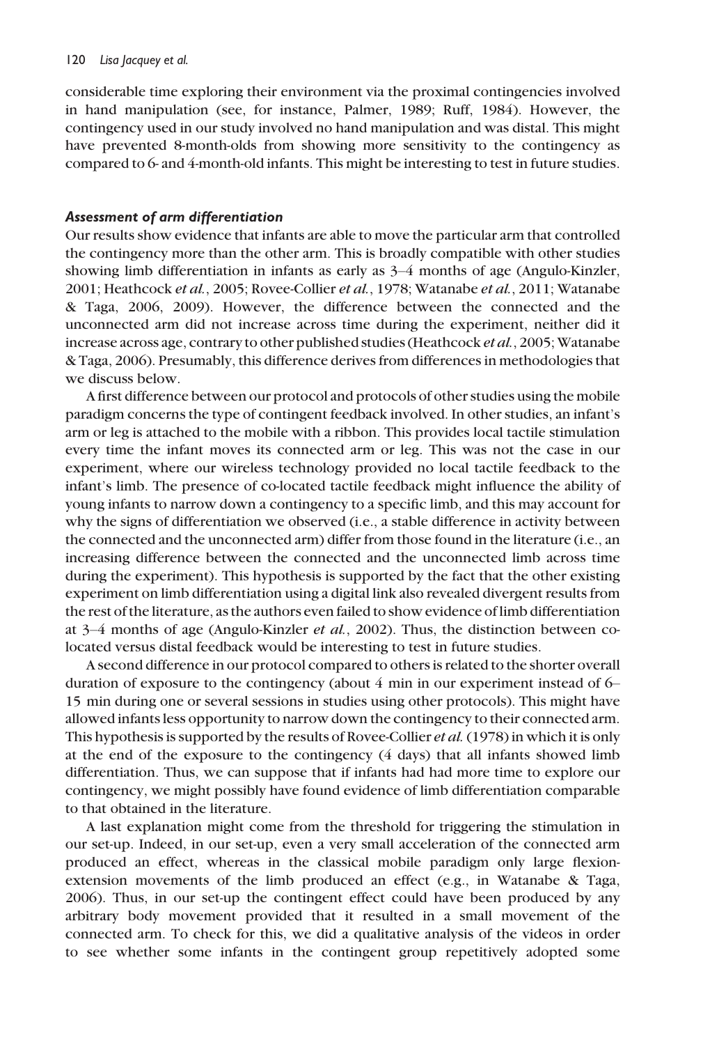considerable time exploring their environment via the proximal contingencies involved in hand manipulation (see, for instance, Palmer, 1989; Ruff, 1984). However, the contingency used in our study involved no hand manipulation and was distal. This might have prevented 8-month-olds from showing more sensitivity to the contingency as compared to 6- and 4-month-old infants. This might be interesting to test in future studies.

### *Assessment of arm differentiation*

Our results show evidence that infants are able to move the particular arm that controlled the contingency more than the other arm. This is broadly compatible with other studies showing limb differentiation in infants as early as 3–4 months of age (Angulo-Kinzler, 2001; Heathcock *et al.*, 2005; Rovee-Collier *et al.*, 1978; Watanabe *et al.*, 2011; Watanabe & Taga, 2006, 2009). However, the difference between the connected and the unconnected arm did not increase across time during the experiment, neither did it increase across age, contrary to other published studies (Heathcock *et al.*, 2005; Watanabe & Taga, 2006). Presumably, this difference derives from differences in methodologies that we discuss below.

A first difference between our protocol and protocols of other studies using the mobile paradigm concerns the type of contingent feedback involved. In other studies, an infant's arm or leg is attached to the mobile with a ribbon. This provides local tactile stimulation every time the infant moves its connected arm or leg. This was not the case in our experiment, where our wireless technology provided no local tactile feedback to the infant's limb. The presence of co-located tactile feedback might influence the ability of young infants to narrow down a contingency to a specific limb, and this may account for why the signs of differentiation we observed (i.e., a stable difference in activity between the connected and the unconnected arm) differ from those found in the literature (i.e., an increasing difference between the connected and the unconnected limb across time during the experiment). This hypothesis is supported by the fact that the other existing experiment on limb differentiation using a digital link also revealed divergent results from the rest of the literature, as the authors even failed to show evidence of limb differentiation at 3–4 months of age (Angulo-Kinzler *et al.*, 2002). Thus, the distinction between co-located versus distal feedback would be interesting to test in future studies.

A second difference in our protocol compared to others is related to the shorter overall duration of exposure to the contingency (about 4 min in our experiment instead of 6–15 min during one or several sessions in studies using other protocols). This might have allowed infants less opportunity to narrow down the contingency to their connected arm. This hypothesis is supported by the results of Rovee-Collier *et al.* (1978) in which it is only at the end of the exposure to the contingency (4 days) that all infants showed limb differentiation. Thus, we can suppose that if infants had had more time to explore our contingency, we might possibly have found evidence of limb differentiation comparable to that obtained in the literature.

A last explanation might come from the threshold for triggering the stimulation in our set-up. Indeed, in our set-up, even a very small acceleration of the connected arm produced an effect, whereas in the classical mobile paradigm only large flexion-extension movements of the limb produced an effect (e.g., in Watanabe & Taga, 2006). Thus, in our set-up the contingent effect could have been produced by any arbitrary body movement provided that it resulted in a small movement of the connected arm. To check for this, we did a qualitative analysis of the videos in order to see whether some infants in the contingent group repetitively adopted some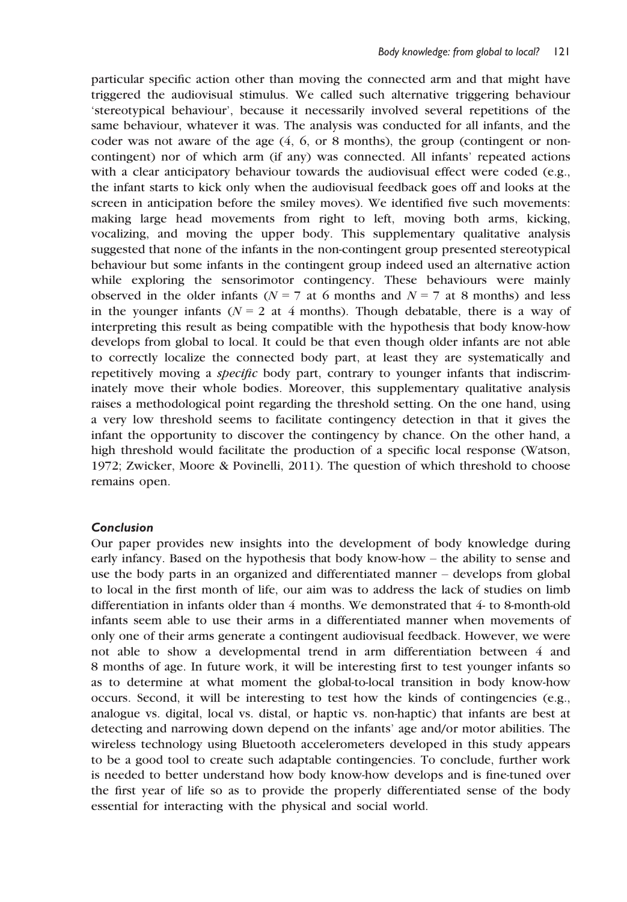particular specific action other than moving the connected arm and that might have triggered the audiovisual stimulus. We called such alternative triggering behaviour 'stereotypical behaviour', because it necessarily involved several repetitions of the same behaviour, whatever it was. The analysis was conducted for all infants, and the coder was not aware of the age (4, 6, or 8 months), the group (contingent or non-contingent) nor of which arm (if any) was connected. All infants' repeated actions with a clear anticipatory behaviour towards the audiovisual effect were coded (e.g., the infant starts to kick only when the audiovisual feedback goes off and looks at the screen in anticipation before the smiley moves). We identified five such movements: making large head movements from right to left, moving both arms, kicking, vocalizing, and moving the upper body. This supplementary qualitative analysis suggested that none of the infants in the non-contingent group presented stereotypical behaviour but some infants in the contingent group indeed used an alternative action while exploring the sensorimotor contingency. These behaviours were mainly observed in the older infants ($N = 7$ at 6 months and $N = 7$ at 8 months) and less in the younger infants ($N = 2$ at 4 months). Though debatable, there is a way of interpreting this result as being compatible with the hypothesis that body know-how develops from global to local. It could be that even though older infants are not able to correctly localize the connected body part, at least they are systematically and repetitively moving a *specific* body part, contrary to younger infants that indiscriminately move their whole bodies. Moreover, this supplementary qualitative analysis raises a methodological point regarding the threshold setting. On the one hand, using a very low threshold seems to facilitate contingency detection in that it gives the infant the opportunity to discover the contingency by chance. On the other hand, a high threshold would facilitate the production of a specific local response (Watson, 1972; Zwicker, Moore & Povinelli, 2011). The question of which threshold to choose remains open.

### Conclusion

Our paper provides new insights into the development of body knowledge during early infancy. Based on the hypothesis that body know-how – the ability to sense and use the body parts in an organized and differentiated manner – develops from global to local in the first month of life, our aim was to address the lack of studies on limb differentiation in infants older than 4 months. We demonstrated that 4- to 8-month-old infants seem able to use their arms in a differentiated manner when movements of only one of their arms generate a contingent audiovisual feedback. However, we were not able to show a developmental trend in arm differentiation between 4 and 8 months of age. In future work, it will be interesting first to test younger infants so as to determine at what moment the global-to-local transition in body know-how occurs. Second, it will be interesting to test how the kinds of contingencies (e.g., analogue vs. digital, local vs. distal, or haptic vs. non-haptic) that infants are best at detecting and narrowing down depend on the infants' age and/or motor abilities. The wireless technology using Bluetooth accelerometers developed in this study appears to be a good tool to create such adaptable contingencies. To conclude, further work is needed to better understand how body know-how develops and is fine-tuned over the first year of life so as to provide the properly differentiated sense of the body essential for interacting with the physical and social world.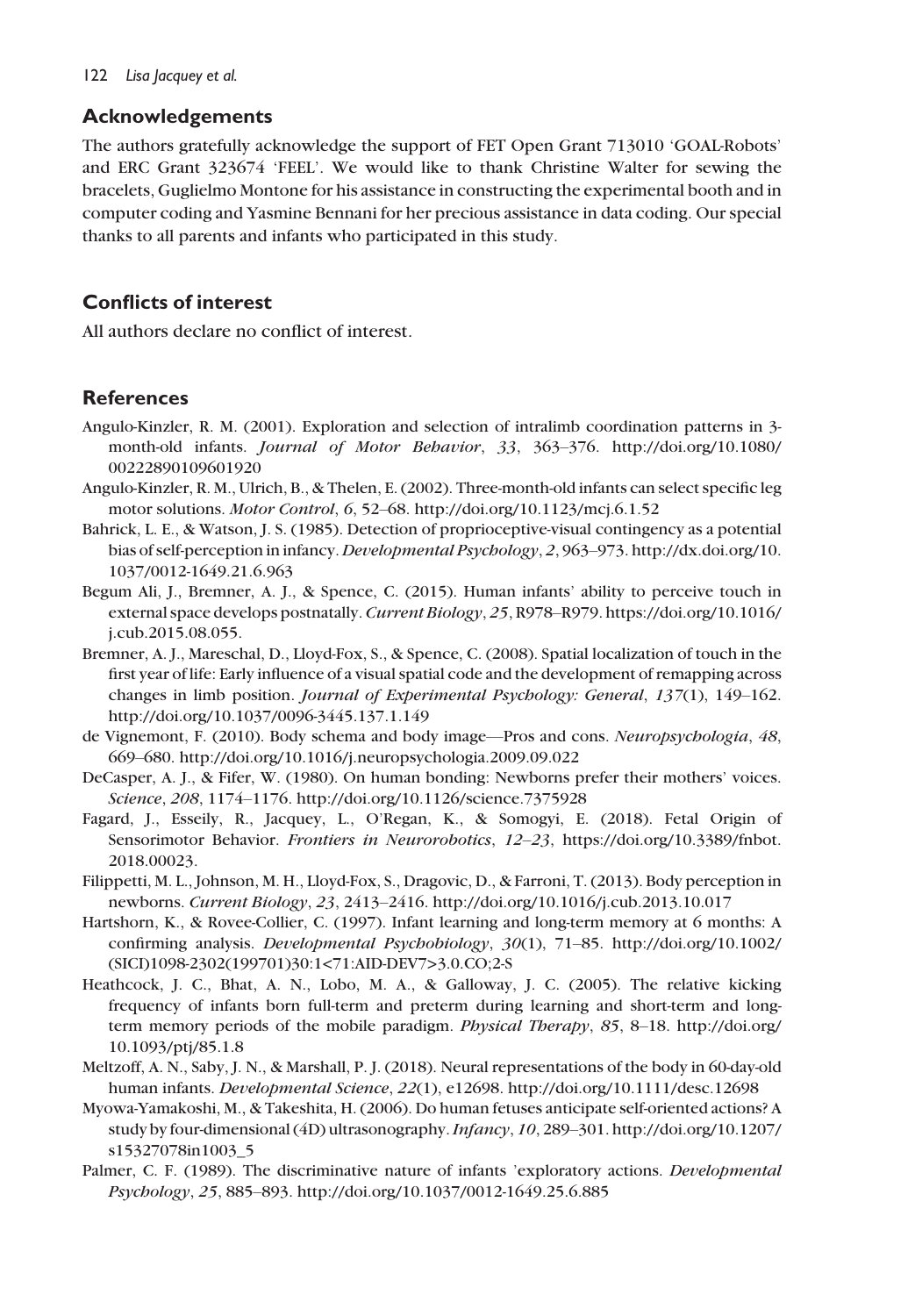## Acknowledgements

The authors gratefully acknowledge the support of FET Open Grant 713010 'GOAL-Robots' and ERC Grant 323674 'FEEL'. We would like to thank Christine Walter for sewing the bracelets, Guglielmo Montone for his assistance in constructing the experimental booth and in computer coding and Yasmine Bennani for her precious assistance in data coding. Our special thanks to all parents and infants who participated in this study.

## Conflicts of interest

All authors declare no conflict of interest.

## References

Angulo-Kinzler, R. M. (2001). Exploration and selection of intralimb coordination patterns in 3-month-old infants. *Journal of Motor Behavior*, *33*, 363–376. http://doi.org/10.1080/00222890109601920

Angulo-Kinzler, R. M., Ulrich, B., & Thelen, E. (2002). Three-month-old infants can select specific leg motor solutions. *Motor Control*, *6*, 52–68. http://doi.org/10.1123/mcj.6.1.52

Bahrick, L. E., & Watson, J. S. (1985). Detection of proprioceptive-visual contingency as a potential bias of self-perception in infancy. *Developmental Psychology*, *2*, 963–973. http://dx.doi.org/10.1037/0012-1649.21.6.963

Begum Ali, J., Bremner, A. J., & Spence, C. (2015). Human infants' ability to perceive touch in external space develops postnatally. *Current Biology*, *25*, R978–R979. https://doi.org/10.1016/j.cub.2015.08.055.

Bremner, A. J., Mareschal, D., Lloyd-Fox, S., & Spence, C. (2008). Spatial localization of touch in the first year of life: Early influence of a visual spatial code and the development of remapping across changes in limb position. *Journal of Experimental Psychology: General*, *137*(1), 149–162. http://doi.org/10.1037/0096-3445.137.1.149

de Vignemont, F. (2010). Body schema and body image—Pros and cons. *Neuropsychologia*, *48*, 669–680. http://doi.org/10.1016/j.neuropsychologia.2009.09.022

DeCasper, A. J., & Fifer, W. (1980). On human bonding: Newborns prefer their mothers' voices. *Science*, *208*, 1174–1176. http://doi.org/10.1126/science.7375928

Fagard, J., Esseily, R., Jacquey, L., O'Regan, K., & Somogyi, E. (2018). Fetal Origin of Sensorimotor Behavior. *Frontiers in Neurorobotics*, *12–23*, https://doi.org/10.3389/fnbot.2018.00023.

Filippetti, M. L., Johnson, M. H., Lloyd-Fox, S., Dragovic, D., & Farroni, T. (2013). Body perception in newborns. *Current Biology*, *23*, 2413–2416. http://doi.org/10.1016/j.cub.2013.10.017

Hartshorn, K., & Rovee-Collier, C. (1997). Infant learning and long-term memory at 6 months: A confirming analysis. *Developmental Psychobiology*, *30*(1), 71–85. http://doi.org/10.1002/(SICI)1098-2302(199701)30:1<71:AID-DEV7>3.0.CO;2-S

Heathcock, J. C., Bhat, A. N., Lobo, M. A., & Galloway, J. C. (2005). The relative kicking frequency of infants born full-term and preterm during learning and short-term and long-term memory periods of the mobile paradigm. *Physical Therapy*, *85*, 8–18. http://doi.org/10.1093/ptj/85.1.8

Meltzoff, A. N., Saby, J. N., & Marshall, P. J. (2018). Neural representations of the body in 60-day-old human infants. *Developmental Science*, *22*(1), e12698. http://doi.org/10.1111/desc.12698

Myowa-Yamakoshi, M., & Takeshita, H. (2006). Do human fetuses anticipate self-oriented actions? A study by four-dimensional (4D) ultrasonography. *Infancy*, *10*, 289–301. http://doi.org/10.1207/s15327078in1003_5

Palmer, C. F. (1989). The discriminative nature of infants 'exploratory actions. *Developmental Psychology*, *25*, 885–893. http://doi.org/10.1037/0012-1649.25.6.885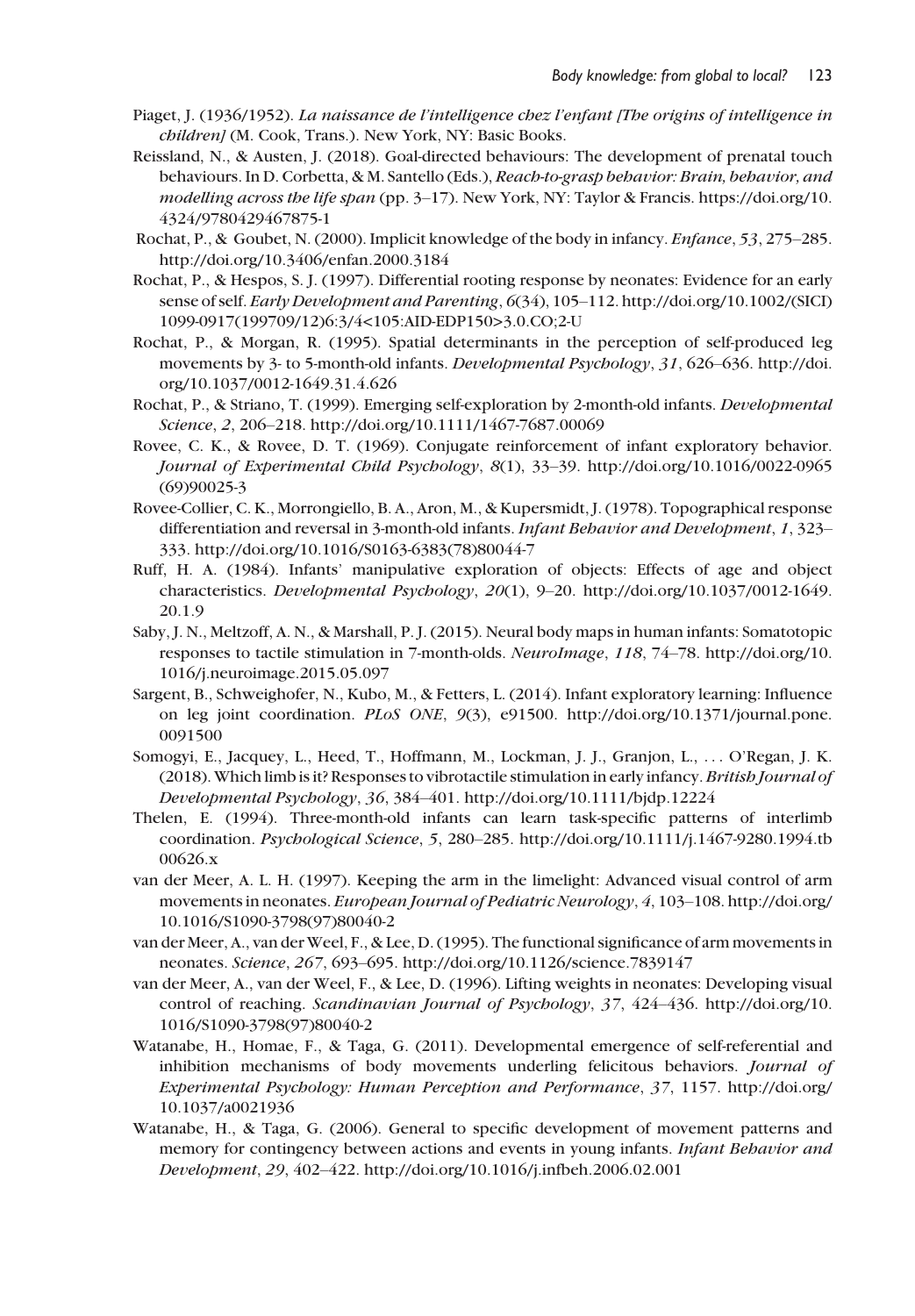Piaget, J. (1936/1952). *La naissance de l'intelligence chez l'enfant [The origins of intelligence in children]* (M. Cook, Trans.). New York, NY: Basic Books.

Reissland, N., & Austen, J. (2018). Goal-directed behaviours: The development of prenatal touch behaviours. In D. Corbetta, & M. Santello (Eds.), *Reach-to-grasp behavior: Brain, behavior, and modelling across the life span* (pp. 3–17). New York, NY: Taylor & Francis. https://doi.org/10.4324/9780429467875-1

Rochat, P., & Goubet, N. (2000). Implicit knowledge of the body in infancy. *Enfance*, *53*, 275–285. http://doi.org/10.3406/enfan.2000.3184

Rochat, P., & Hespos, S. J. (1997). Differential rooting response by neonates: Evidence for an early sense of self. *Early Development and Parenting*, *6*(34), 105–112. http://doi.org/10.1002/(SICI)1099-0917(199709/12)6:3/4<105:AID-EDP150>3.0.CO;2-U

Rochat, P., & Morgan, R. (1995). Spatial determinants in the perception of self-produced leg movements by 3- to 5-month-old infants. *Developmental Psychology*, *31*, 626–636. http://doi.org/10.1037/0012-1649.31.4.626

Rochat, P., & Striano, T. (1999). Emerging self-exploration by 2-month-old infants. *Developmental Science*, *2*, 206–218. http://doi.org/10.1111/1467-7687.00069

Rovee, C. K., & Rovee, D. T. (1969). Conjugate reinforcement of infant exploratory behavior. *Journal of Experimental Child Psychology*, *8*(1), 33–39. http://doi.org/10.1016/0022-0965(69)90025-3

Rovee-Collier, C. K., Morrongiello, B. A., Aron, M., & Kupersmidt, J. (1978). Topographical response differentiation and reversal in 3-month-old infants. *Infant Behavior and Development*, *1*, 323–333. http://doi.org/10.1016/S0163-6383(78)80044-7

Ruff, H. A. (1984). Infants' manipulative exploration of objects: Effects of age and object characteristics. *Developmental Psychology*, *20*(1), 9–20. http://doi.org/10.1037/0012-1649.20.1.9

Saby, J. N., Meltzoff, A. N., & Marshall, P. J. (2015). Neural body maps in human infants: Somatotopic responses to tactile stimulation in 7-month-olds. *NeuroImage*, *118*, 74–78. http://doi.org/10.1016/j.neuroimage.2015.05.097

Sargent, B., Schweighofer, N., Kubo, M., & Fetters, L. (2014). Infant exploratory learning: Influence on leg joint coordination. *PLoS ONE*, *9*(3), e91500. http://doi.org/10.1371/journal.pone.0091500

Somogyi, E., Jacquey, L., Heed, T., Hoffmann, M., Lockman, J. J., Granjon, L., . . . O'Regan, J. K. (2018). Which limb is it? Responses to vibrotactile stimulation in early infancy. *British Journal of Developmental Psychology*, *36*, 384–401. http://doi.org/10.1111/bjdp.12224

Thelen, E. (1994). Three-month-old infants can learn task-specific patterns of interlimb coordination. *Psychological Science*, *5*, 280–285. http://doi.org/10.1111/j.1467-9280.1994.tb00626.x

van der Meer, A. L. H. (1997). Keeping the arm in the limelight: Advanced visual control of arm movements in neonates. *European Journal of Pediatric Neurology*, *4*, 103–108. http://doi.org/10.1016/S1090-3798(97)80040-2

van der Meer, A., van der Weel, F., & Lee, D. (1995). The functional significance of arm movements in neonates. *Science*, *267*, 693–695. http://doi.org/10.1126/science.7839147

van der Meer, A., van der Weel, F., & Lee, D. (1996). Lifting weights in neonates: Developing visual control of reaching. *Scandinavian Journal of Psychology*, *37*, 424–436. http://doi.org/10.1016/S1090-3798(97)80040-2

Watanabe, H., Homae, F., & Taga, G. (2011). Developmental emergence of self-referential and inhibition mechanisms of body movements underling felicitous behaviors. *Journal of Experimental Psychology: Human Perception and Performance*, *37*, 1157. http://doi.org/10.1037/a0021936

Watanabe, H., & Taga, G. (2006). General to specific development of movement patterns and memory for contingency between actions and events in young infants. *Infant Behavior and Development*, *29*, 402–422. http://doi.org/10.1016/j.infbeh.2006.02.001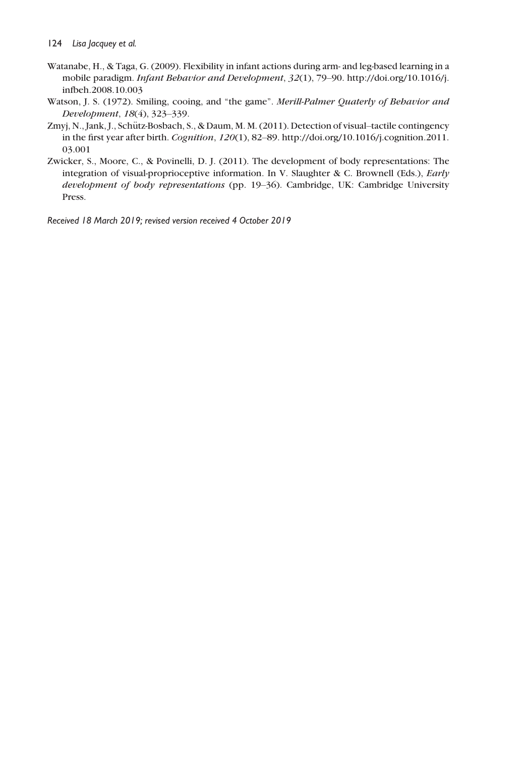Watanabe, H., & Taga, G. (2009). Flexibility in infant actions during arm- and leg-based learning in a mobile paradigm. *Infant Behavior and Development*, *32*(1), 79–90. http://doi.org/10.1016/j.infbeh.2008.10.003

Watson, J. S. (1972). Smiling, cooing, and "the game". *Merill-Palmer Quaterly of Behavior and Development*, *18*(4), 323–339.

Zmyj, N., Jank, J., Schütz-Bosbach, S., & Daum, M. M. (2011). Detection of visual–tactile contingency in the first year after birth. *Cognition*, *120*(1), 82–89. http://doi.org/10.1016/j.cognition.2011.03.001

Zwicker, S., Moore, C., & Povinelli, D. J. (2011). The development of body representations: The integration of visual-proprioceptive information. In V. Slaughter & C. Brownell (Eds.), *Early development of body representations* (pp. 19–36). Cambridge, UK: Cambridge University Press.

*Received 18 March 2019; revised version received 4 October 2019*